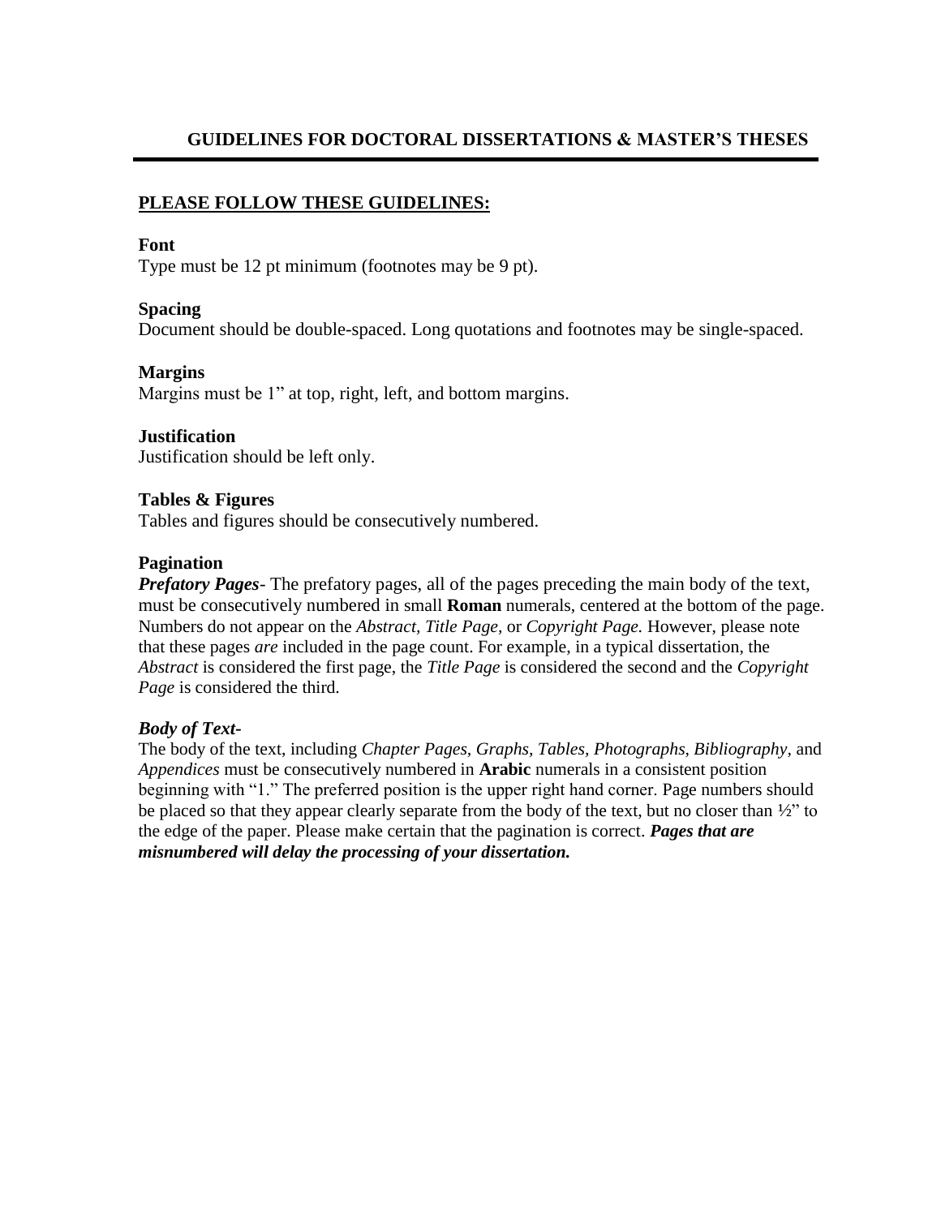# GUIDELINES FOR DOCTORAL DISSERTATIONS & MASTER'S THESES

## PLEASE FOLLOW THESE GUIDELINES:

**Font**
Type must be 12 pt minimum (footnotes may be 9 pt).

**Spacing**
Document should be double-spaced. Long quotations and footnotes may be single-spaced.

**Margins**
Margins must be 1" at top, right, left, and bottom margins.

**Justification**
Justification should be left only.

**Tables & Figures**
Tables and figures should be consecutively numbered.

**Pagination**
***Prefatory Pages***- The prefatory pages, all of the pages preceding the main body of the text, must be consecutively numbered in small **Roman** numerals, centered at the bottom of the page. Numbers do not appear on the *Abstract, Title Page,* or *Copyright Page.* However, please note that these pages *are* included in the page count. For example, in a typical dissertation, the *Abstract* is considered the first page, the *Title Page* is considered the second and the *Copyright Page* is considered the third.

***Body of Text-***
The body of the text, including *Chapter Pages, Graphs, Tables, Photographs, Bibliography,* and *Appendices* must be consecutively numbered in **Arabic** numerals in a consistent position beginning with "1." The preferred position is the upper right hand corner. Page numbers should be placed so that they appear clearly separate from the body of the text, but no closer than ½" to the edge of the paper. Please make certain that the pagination is correct. ***Pages that are misnumbered will delay the processing of your dissertation.***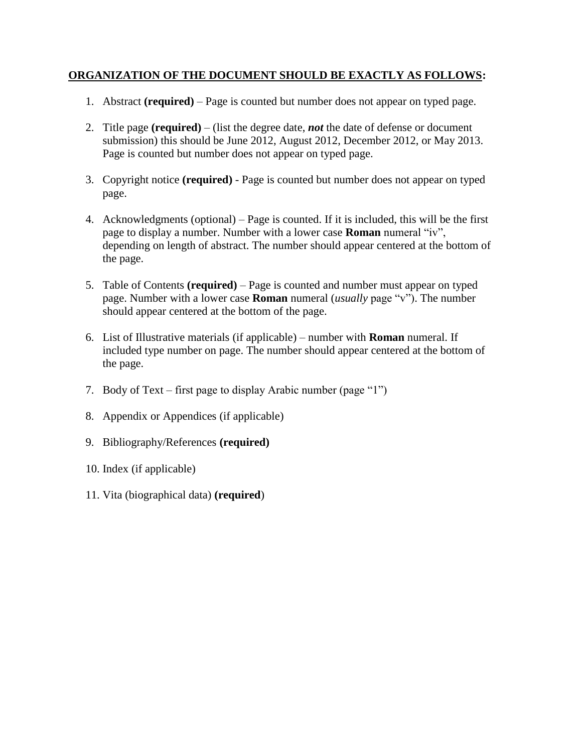**<u>ORGANIZATION OF THE DOCUMENT SHOULD BE EXACTLY AS FOLLOWS</u>:**

1. Abstract **(required)** – Page is counted but number does not appear on typed page.

2. Title page **(required)** – (list the degree date, ***not*** the date of defense or document submission) this should be June 2012, August 2012, December 2012, or May 2013. Page is counted but number does not appear on typed page.

3. Copyright notice **(required)** - Page is counted but number does not appear on typed page.

4. Acknowledgments (optional) – Page is counted. If it is included, this will be the first page to display a number. Number with a lower case **Roman** numeral "iv", depending on length of abstract. The number should appear centered at the bottom of the page.

5. Table of Contents **(required)** – Page is counted and number must appear on typed page. Number with a lower case **Roman** numeral (*usually* page "v"). The number should appear centered at the bottom of the page.

6. List of Illustrative materials (if applicable) – number with **Roman** numeral. If included type number on page. The number should appear centered at the bottom of the page.

7. Body of Text – first page to display Arabic number (page "1")

8. Appendix or Appendices (if applicable)

9. Bibliography/References **(required)**

10. Index (if applicable)

11. Vita (biographical data) **(required**)